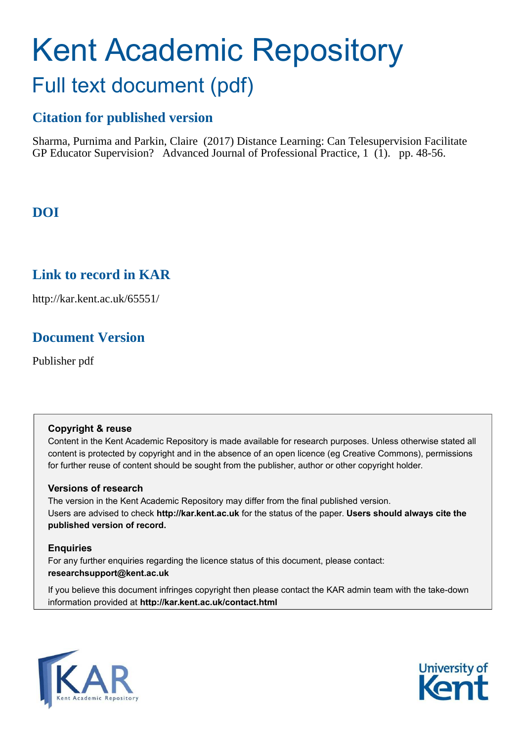# Kent Academic Repository

## Full text document (pdf)

### Citation for published version

Sharma, Purnima and Parkin, Claire (2017) Distance Learning: Can Telesupervision Facilitate GP Educator Supervision? Advanced Journal of Professional Practice, 1 (1). pp. 48-56.

### DOI

### Link to record in KAR

http://kar.kent.ac.uk/65551/

### Document Version

Publisher pdf

**Copyright & reuse**

Content in the Kent Academic Repository is made available for research purposes. Unless otherwise stated all content is protected by copyright and in the absence of an open licence (eg Creative Commons), permissions for further reuse of content should be sought from the publisher, author or other copyright holder.

**Versions of research**

The version in the Kent Academic Repository may differ from the final published version. Users are advised to check **http://kar.kent.ac.uk** for the status of the paper. **Users should always cite the published version of record.**

**Enquiries**

For any further enquiries regarding the licence status of this document, please contact: **researchsupport@kent.ac.uk**

If you believe this document infringes copyright then please contact the KAR admin team with the take-down information provided at **http://kar.kent.ac.uk/contact.html**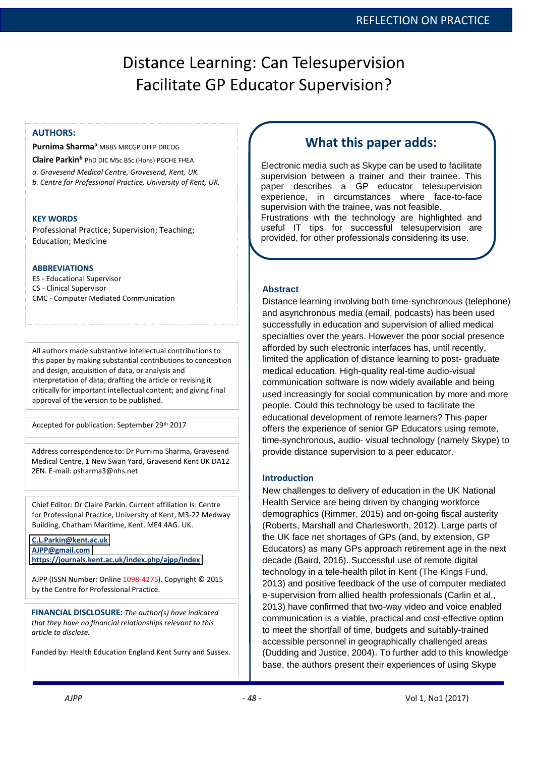# Distance Learning: Can Telesupervision Facilitate GP Educator Supervision?

**AUTHORS:**

**Purnima Sharma**[a] MBBS MRCGP DFFP DRCOG

**Claire Parkin**[b] PhD DIC MSc BSc (Hons) PGCHE FHEA

*a. Gravesend Medical Centre, Gravesend, Kent, UK.*

*b. Centre for Professional Practice, University of Kent, UK.*

**KEY WORDS**

Professional Practice; Supervision; Teaching; Education; Medicine

**ABBREVIATIONS**

ES - Educational Supervisor

CS - Clinical Supervisor

CMC - Computer Mediated Communication

All authors made substantive intellectual contributions to this paper by making substantial contributions to conception and design, acquisition of data, or analysis and interpretation of data; drafting the article or revising it critically for important intellectual content; and giving final approval of the version to be published.

Accepted for publication: September 29th 2017

Address correspondence to: Dr Purnima Sharma, Gravesend Medical Centre, 1 New Swan Yard, Gravesend Kent UK DA12 2EN. E-mail: psharma3@nhs.net

Chief Editor: Dr Claire Parkin. Current affiliation is: Centre for Professional Practice, University of Kent, M3-22 Medway Building, Chatham Maritime, Kent. ME4 4AG. UK.

C.L.Parkin@kent.ac.uk

AJPP@gmail.com

https://journals.kent.ac.uk/index.php/ajpp/index

AJPP (ISSN Number: Online 1098-4275). Copyright © 2015 by the Centre for Professional Practice.

**FINANCIAL DISCLOSURE:** *The author(s) have indicated that they have no financial relationships relevant to this article to disclose.*

Funded by: Health Education England Kent Surry and Sussex.

## What this paper adds:

Electronic media such as Skype can be used to facilitate supervision between a trainer and their trainee. This paper describes a GP educator telesupervision experience, in circumstances where face-to-face supervision with the trainee, was not feasible.

Frustrations with the technology are highlighted and useful IT tips for successful telesupervision are provided, for other professionals considering its use.

### Abstract

Distance learning involving both time-synchronous (telephone) and asynchronous media (email, podcasts) has been used successfully in education and supervision of allied medical specialties over the years. However the poor social presence afforded by such electronic interfaces has, until recently, limited the application of distance learning to post- graduate medical education. High-quality real-time audio-visual communication software is now widely available and being used increasingly for social communication by more and more people. Could this technology be used to facilitate the educational development of remote learners? This paper offers the experience of senior GP Educators using remote, time-synchronous, audio- visual technology (namely Skype) to provide distance supervision to a peer educator.

### Introduction

New challenges to delivery of education in the UK National Health Service are being driven by changing workforce demographics (Rimmer, 2015) and on-going fiscal austerity (Roberts, Marshall and Charlesworth, 2012). Large parts of the UK face net shortages of GPs (and, by extension, GP Educators) as many GPs approach retirement age in the next decade (Baird, 2016). Successful use of remote digital technology in a tele-health pilot in Kent (The Kings Fund, 2013) and positive feedback of the use of computer mediated e-supervision from allied health professionals (Carlin et al., 2013) have confirmed that two-way video and voice enabled communication is a viable, practical and cost-effective option to meet the shortfall of time, budgets and suitably-trained accessible personnel in geographically challenged areas (Dudding and Justice, 2004). To further add to this knowledge base, the authors present their experiences of using Skype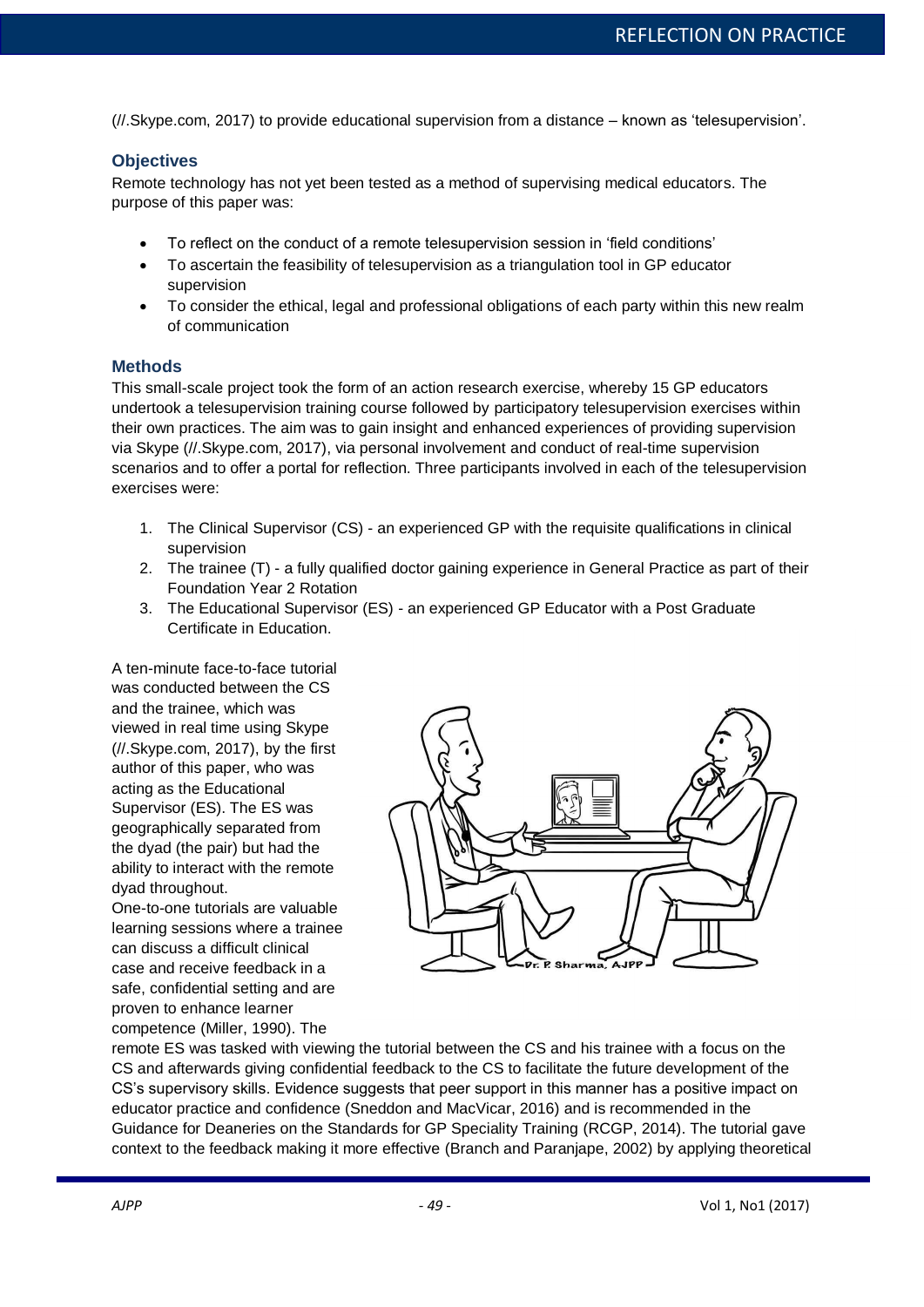(//.Skype.com, 2017) to provide educational supervision from a distance – known as 'telesupervision'.

## Objectives

Remote technology has not yet been tested as a method of supervising medical educators. The purpose of this paper was:

- To reflect on the conduct of a remote telesupervision session in 'field conditions'
- To ascertain the feasibility of telesupervision as a triangulation tool in GP educator supervision
- To consider the ethical, legal and professional obligations of each party within this new realm of communication

## Methods

This small-scale project took the form of an action research exercise, whereby 15 GP educators undertook a telesupervision training course followed by participatory telesupervision exercises within their own practices. The aim was to gain insight and enhanced experiences of providing supervision via Skype (//.Skype.com, 2017), via personal involvement and conduct of real-time supervision scenarios and to offer a portal for reflection. Three participants involved in each of the telesupervision exercises were:

1. The Clinical Supervisor (CS) - an experienced GP with the requisite qualifications in clinical supervision
2. The trainee (T) - a fully qualified doctor gaining experience in General Practice as part of their Foundation Year 2 Rotation
3. The Educational Supervisor (ES) - an experienced GP Educator with a Post Graduate Certificate in Education.

A ten-minute face-to-face tutorial was conducted between the CS and the trainee, which was viewed in real time using Skype (//.Skype.com, 2017), by the first author of this paper, who was acting as the Educational Supervisor (ES). The ES was geographically separated from the dyad (the pair) but had the ability to interact with the remote dyad throughout.

One-to-one tutorials are valuable learning sessions where a trainee can discuss a difficult clinical case and receive feedback in a safe, confidential setting and are proven to enhance learner competence (Miller, 1990). The remote ES was tasked with viewing the tutorial between the CS and his trainee with a focus on the CS and afterwards giving confidential feedback to the CS to facilitate the future development of the CS's supervisory skills. Evidence suggests that peer support in this manner has a positive impact on educator practice and confidence (Sneddon and MacVicar, 2016) and is recommended in the Guidance for Deaneries on the Standards for GP Speciality Training (RCGP, 2014). The tutorial gave context to the feedback making it more effective (Branch and Paranjape, 2002) by applying theoretical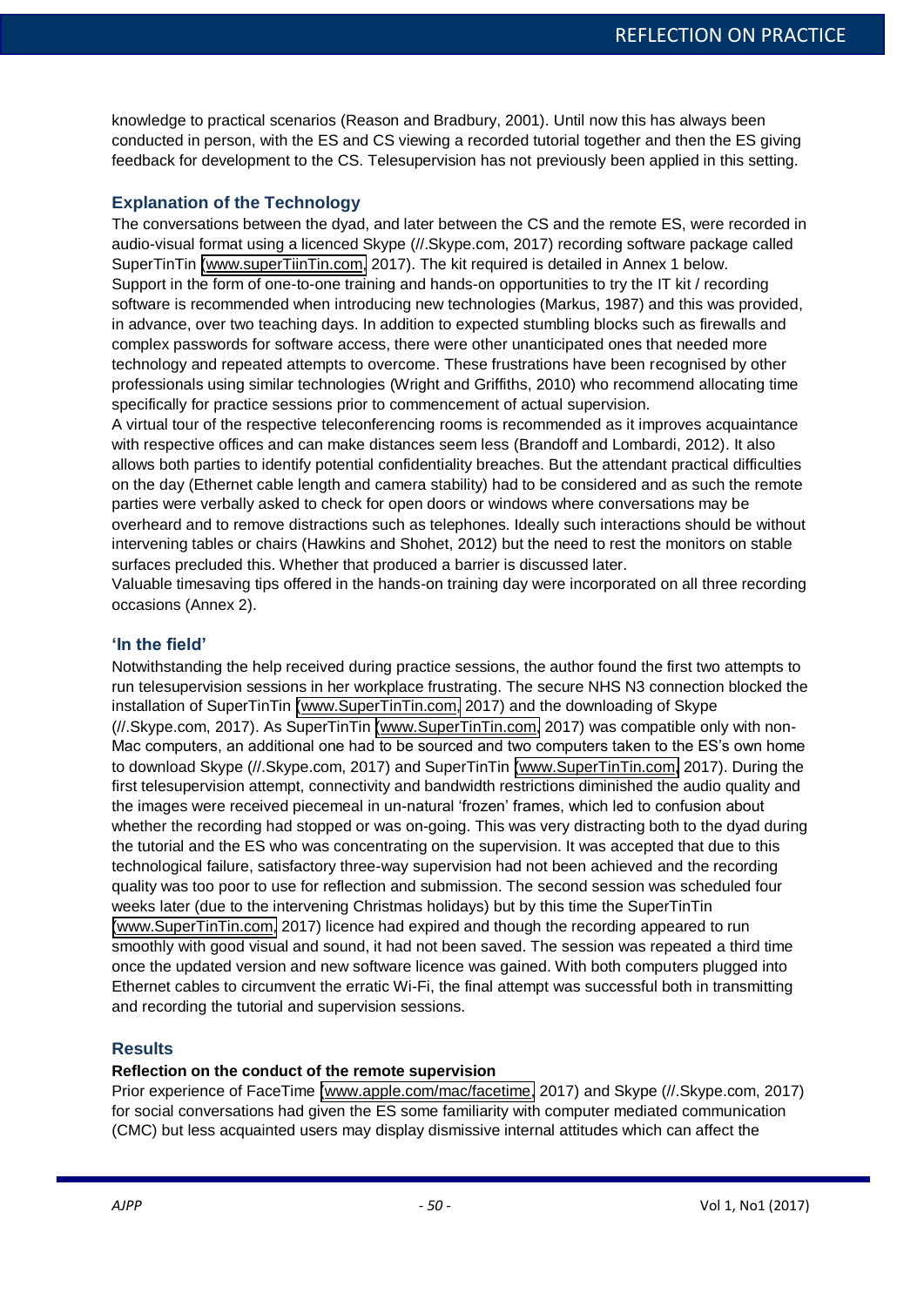knowledge to practical scenarios (Reason and Bradbury, 2001). Until now this has always been conducted in person, with the ES and CS viewing a recorded tutorial together and then the ES giving feedback for development to the CS. Telesupervision has not previously been applied in this setting.

## Explanation of the Technology

The conversations between the dyad, and later between the CS and the remote ES, were recorded in audio-visual format using a licenced Skype (//.Skype.com, 2017) recording software package called SuperTinTin (www.superTiinTin.com, 2017). The kit required is detailed in Annex 1 below.

Support in the form of one-to-one training and hands-on opportunities to try the IT kit / recording software is recommended when introducing new technologies (Markus, 1987) and this was provided, in advance, over two teaching days. In addition to expected stumbling blocks such as firewalls and complex passwords for software access, there were other unanticipated ones that needed more technology and repeated attempts to overcome. These frustrations have been recognised by other professionals using similar technologies (Wright and Griffiths, 2010) who recommend allocating time specifically for practice sessions prior to commencement of actual supervision.

A virtual tour of the respective teleconferencing rooms is recommended as it improves acquaintance with respective offices and can make distances seem less (Brandoff and Lombardi, 2012). It also allows both parties to identify potential confidentiality breaches. But the attendant practical difficulties on the day (Ethernet cable length and camera stability) had to be considered and as such the remote parties were verbally asked to check for open doors or windows where conversations may be overheard and to remove distractions such as telephones. Ideally such interactions should be without intervening tables or chairs (Hawkins and Shohet, 2012) but the need to rest the monitors on stable surfaces precluded this. Whether that produced a barrier is discussed later.

Valuable timesaving tips offered in the hands-on training day were incorporated on all three recording occasions (Annex 2).

## 'In the field'

Notwithstanding the help received during practice sessions, the author found the first two attempts to run telesupervision sessions in her workplace frustrating. The secure NHS N3 connection blocked the installation of SuperTinTin (www.SuperTinTin.com, 2017) and the downloading of Skype (//.Skype.com, 2017). As SuperTinTin (www.SuperTinTin.com, 2017) was compatible only with non-Mac computers, an additional one had to be sourced and two computers taken to the ES's own home to download Skype (//.Skype.com, 2017) and SuperTinTin (www.SuperTinTin.com, 2017). During the first telesupervision attempt, connectivity and bandwidth restrictions diminished the audio quality and the images were received piecemeal in un-natural 'frozen' frames, which led to confusion about whether the recording had stopped or was on-going. This was very distracting both to the dyad during the tutorial and the ES who was concentrating on the supervision. It was accepted that due to this technological failure, satisfactory three-way supervision had not been achieved and the recording quality was too poor to use for reflection and submission. The second session was scheduled four weeks later (due to the intervening Christmas holidays) but by this time the SuperTinTin (www.SuperTinTin.com, 2017) licence had expired and though the recording appeared to run smoothly with good visual and sound, it had not been saved. The session was repeated a third time once the updated version and new software licence was gained. With both computers plugged into Ethernet cables to circumvent the erratic Wi-Fi, the final attempt was successful both in transmitting and recording the tutorial and supervision sessions.

## Results

### Reflection on the conduct of the remote supervision

Prior experience of FaceTime (www.apple.com/mac/facetime, 2017) and Skype (//.Skype.com, 2017) for social conversations had given the ES some familiarity with computer mediated communication (CMC) but less acquainted users may display dismissive internal attitudes which can affect the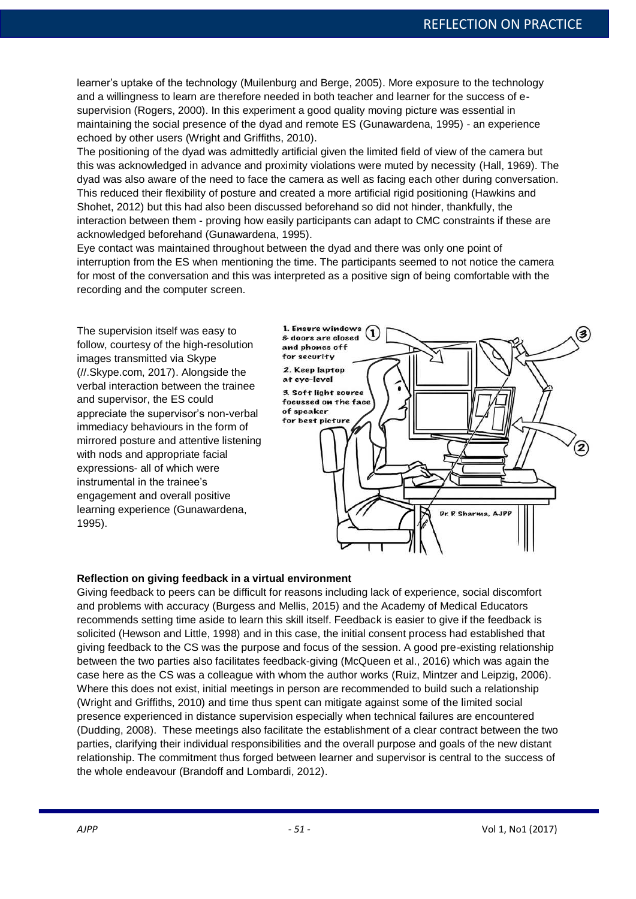learner's uptake of the technology (Muilenburg and Berge, 2005). More exposure to the technology and a willingness to learn are therefore needed in both teacher and learner for the success of e-supervision (Rogers, 2000). In this experiment a good quality moving picture was essential in maintaining the social presence of the dyad and remote ES (Gunawardena, 1995) - an experience echoed by other users (Wright and Griffiths, 2010).

The positioning of the dyad was admittedly artificial given the limited field of view of the camera but this was acknowledged in advance and proximity violations were muted by necessity (Hall, 1969). The dyad was also aware of the need to face the camera as well as facing each other during conversation. This reduced their flexibility of posture and created a more artificial rigid positioning (Hawkins and Shohet, 2012) but this had also been discussed beforehand so did not hinder, thankfully, the interaction between them - proving how easily participants can adapt to CMC constraints if these are acknowledged beforehand (Gunawardena, 1995).

Eye contact was maintained throughout between the dyad and there was only one point of interruption from the ES when mentioning the time. The participants seemed to not notice the camera for most of the conversation and this was interpreted as a positive sign of being comfortable with the recording and the computer screen.

The supervision itself was easy to follow, courtesy of the high-resolution images transmitted via Skype (//.Skype.com, 2017). Alongside the verbal interaction between the trainee and supervisor, the ES could appreciate the supervisor's non-verbal immediacy behaviours in the form of mirrored posture and attentive listening with nods and appropriate facial expressions- all of which were instrumental in the trainee's engagement and overall positive learning experience (Gunawardena, 1995).

1. Ensure windows & doors are closed and phones off for security
2. Keep laptop at eye-level
3. Soft light source focussed on the face of speaker for best picture

Dr. P. Sharma, AJPP

**Reflection on giving feedback in a virtual environment**

Giving feedback to peers can be difficult for reasons including lack of experience, social discomfort and problems with accuracy (Burgess and Mellis, 2015) and the Academy of Medical Educators recommends setting time aside to learn this skill itself. Feedback is easier to give if the feedback is solicited (Hewson and Little, 1998) and in this case, the initial consent process had established that giving feedback to the CS was the purpose and focus of the session. A good pre-existing relationship between the two parties also facilitates feedback-giving (McQueen et al., 2016) which was again the case here as the CS was a colleague with whom the author works (Ruiz, Mintzer and Leipzig, 2006). Where this does not exist, initial meetings in person are recommended to build such a relationship (Wright and Griffiths, 2010) and time thus spent can mitigate against some of the limited social presence experienced in distance supervision especially when technical failures are encountered (Dudding, 2008). These meetings also facilitate the establishment of a clear contract between the two parties, clarifying their individual responsibilities and the overall purpose and goals of the new distant relationship. The commitment thus forged between learner and supervisor is central to the success of the whole endeavour (Brandoff and Lombardi, 2012).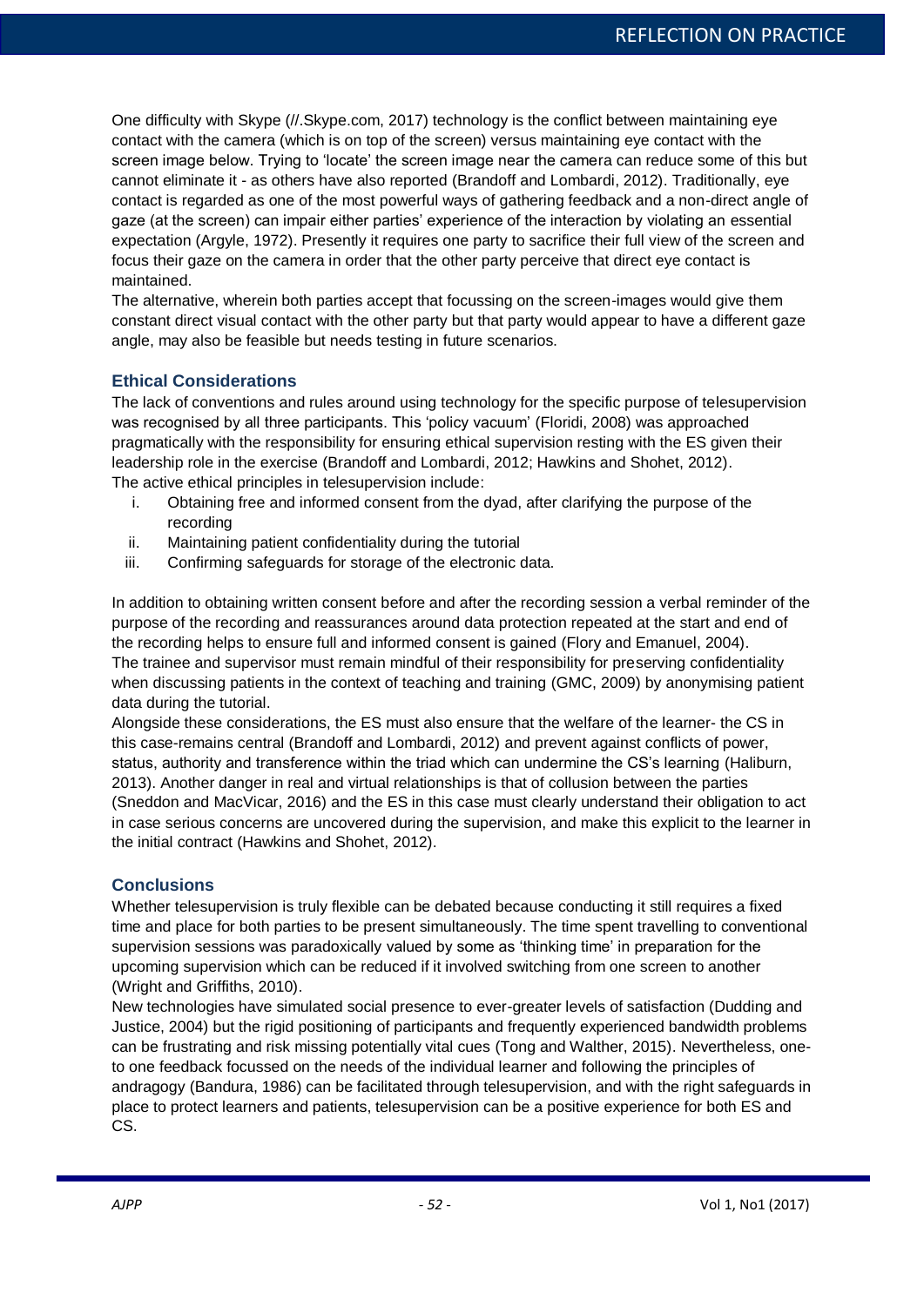One difficulty with Skype (//.Skype.com, 2017) technology is the conflict between maintaining eye contact with the camera (which is on top of the screen) versus maintaining eye contact with the screen image below. Trying to 'locate' the screen image near the camera can reduce some of this but cannot eliminate it - as others have also reported (Brandoff and Lombardi, 2012). Traditionally, eye contact is regarded as one of the most powerful ways of gathering feedback and a non-direct angle of gaze (at the screen) can impair either parties' experience of the interaction by violating an essential expectation (Argyle, 1972). Presently it requires one party to sacrifice their full view of the screen and focus their gaze on the camera in order that the other party perceive that direct eye contact is maintained.

The alternative, wherein both parties accept that focussing on the screen-images would give them constant direct visual contact with the other party but that party would appear to have a different gaze angle, may also be feasible but needs testing in future scenarios.

## Ethical Considerations

The lack of conventions and rules around using technology for the specific purpose of telesupervision was recognised by all three participants. This 'policy vacuum' (Floridi, 2008) was approached pragmatically with the responsibility for ensuring ethical supervision resting with the ES given their leadership role in the exercise (Brandoff and Lombardi, 2012; Hawkins and Shohet, 2012).

The active ethical principles in telesupervision include:

i. Obtaining free and informed consent from the dyad, after clarifying the purpose of the recording
ii. Maintaining patient confidentiality during the tutorial
iii. Confirming safeguards for storage of the electronic data.

In addition to obtaining written consent before and after the recording session a verbal reminder of the purpose of the recording and reassurances around data protection repeated at the start and end of the recording helps to ensure full and informed consent is gained (Flory and Emanuel, 2004).

The trainee and supervisor must remain mindful of their responsibility for preserving confidentiality when discussing patients in the context of teaching and training (GMC, 2009) by anonymising patient data during the tutorial.

Alongside these considerations, the ES must also ensure that the welfare of the learner- the CS in this case-remains central (Brandoff and Lombardi, 2012) and prevent against conflicts of power, status, authority and transference within the triad which can undermine the CS's learning (Haliburn, 2013). Another danger in real and virtual relationships is that of collusion between the parties (Sneddon and MacVicar, 2016) and the ES in this case must clearly understand their obligation to act in case serious concerns are uncovered during the supervision, and make this explicit to the learner in the initial contract (Hawkins and Shohet, 2012).

## Conclusions

Whether telesupervision is truly flexible can be debated because conducting it still requires a fixed time and place for both parties to be present simultaneously. The time spent travelling to conventional supervision sessions was paradoxically valued by some as 'thinking time' in preparation for the upcoming supervision which can be reduced if it involved switching from one screen to another (Wright and Griffiths, 2010).

New technologies have simulated social presence to ever-greater levels of satisfaction (Dudding and Justice, 2004) but the rigid positioning of participants and frequently experienced bandwidth problems can be frustrating and risk missing potentially vital cues (Tong and Walther, 2015). Nevertheless, one-to one feedback focussed on the needs of the individual learner and following the principles of andragogy (Bandura, 1986) can be facilitated through telesupervision, and with the right safeguards in place to protect learners and patients, telesupervision can be a positive experience for both ES and CS.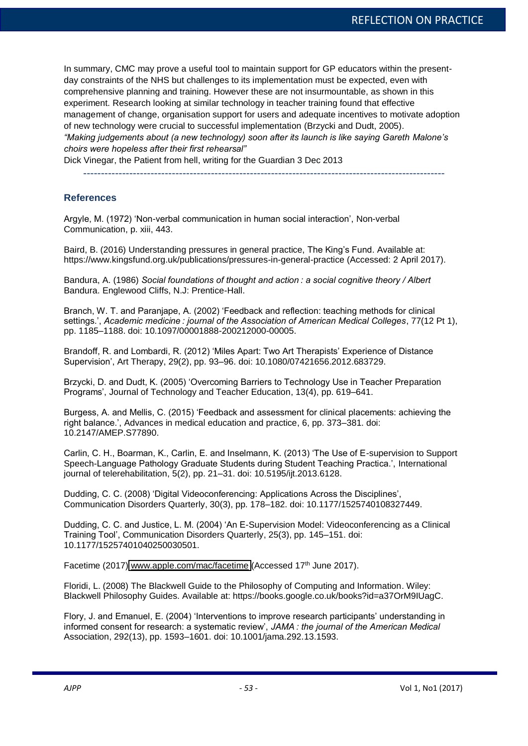In summary, CMC may prove a useful tool to maintain support for GP educators within the present-day constraints of the NHS but challenges to its implementation must be expected, even with comprehensive planning and training. However these are not insurmountable, as shown in this experiment. Research looking at similar technology in teacher training found that effective management of change, organisation support for users and adequate incentives to motivate adoption of new technology were crucial to successful implementation (Brzycki and Dudt, 2005).

*"Making judgements about (a new technology) soon after its launch is like saying Gareth Malone's choirs were hopeless after their first rehearsal"*

Dick Vinegar, the Patient from hell, writing for the Guardian 3 Dec 2013

---

## References

Argyle, M. (1972) 'Non-verbal communication in human social interaction', Non-verbal Communication, p. xiii, 443.

Baird, B. (2016) Understanding pressures in general practice, The King's Fund. Available at: https://www.kingsfund.org.uk/publications/pressures-in-general-practice (Accessed: 2 April 2017).

Bandura, A. (1986) *Social foundations of thought and action : a social cognitive theory / Albert* Bandura. Englewood Cliffs, N.J: Prentice-Hall.

Branch, W. T. and Paranjape, A. (2002) 'Feedback and reflection: teaching methods for clinical settings.', *Academic medicine : journal of the Association of American Medical Colleges*, 77(12 Pt 1), pp. 1185–1188. doi: 10.1097/00001888-200212000-00005.

Brandoff, R. and Lombardi, R. (2012) 'Miles Apart: Two Art Therapists' Experience of Distance Supervision', Art Therapy, 29(2), pp. 93–96. doi: 10.1080/07421656.2012.683729.

Brzycki, D. and Dudt, K. (2005) 'Overcoming Barriers to Technology Use in Teacher Preparation Programs', Journal of Technology and Teacher Education, 13(4), pp. 619–641.

Burgess, A. and Mellis, C. (2015) 'Feedback and assessment for clinical placements: achieving the right balance.', Advances in medical education and practice, 6, pp. 373–381. doi: 10.2147/AMEP.S77890.

Carlin, C. H., Boarman, K., Carlin, E. and Inselmann, K. (2013) 'The Use of E-supervision to Support Speech-Language Pathology Graduate Students during Student Teaching Practica.', International journal of telerehabilitation, 5(2), pp. 21–31. doi: 10.5195/ijt.2013.6128.

Dudding, C. C. (2008) 'Digital Videoconferencing: Applications Across the Disciplines', Communication Disorders Quarterly, 30(3), pp. 178–182. doi: 10.1177/1525740108327449.

Dudding, C. C. and Justice, L. M. (2004) 'An E-Supervision Model: Videoconferencing as a Clinical Training Tool', Communication Disorders Quarterly, 25(3), pp. 145–151. doi: 10.1177/15257401040250030501.

Facetime (2017) www.apple.com/mac/facetime (Accessed 17th June 2017).

Floridi, L. (2008) The Blackwell Guide to the Philosophy of Computing and Information. Wiley: Blackwell Philosophy Guides. Available at: https://books.google.co.uk/books?id=a37OrM9IUagC.

Flory, J. and Emanuel, E. (2004) 'Interventions to improve research participants' understanding in informed consent for research: a systematic review', *JAMA : the journal of the American Medical* Association, 292(13), pp. 1593–1601. doi: 10.1001/jama.292.13.1593.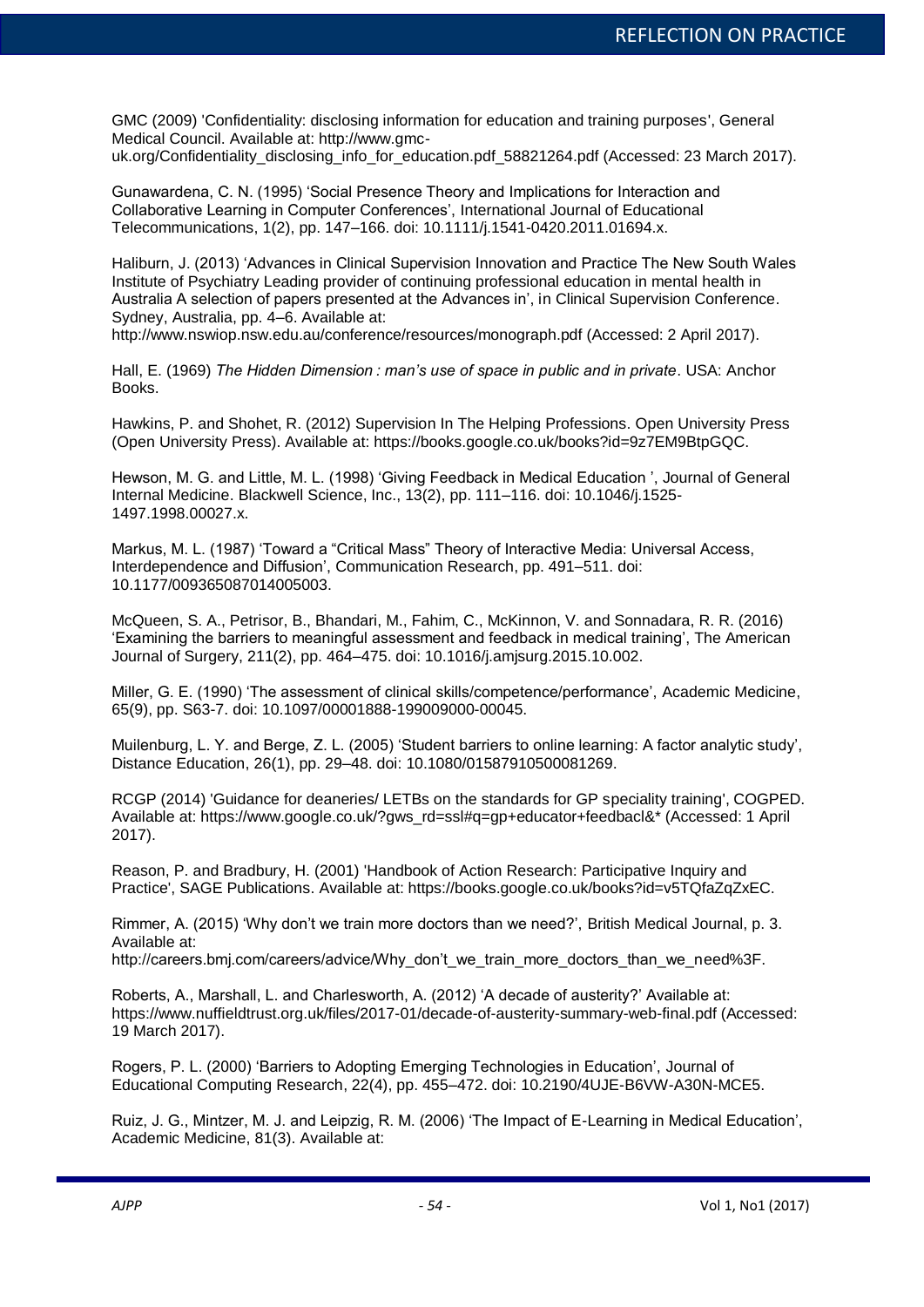GMC (2009) 'Confidentiality: disclosing information for education and training purposes', General Medical Council. Available at: http://www.gmc-uk.org/Confidentiality_disclosing_info_for_education.pdf_58821264.pdf (Accessed: 23 March 2017).

Gunawardena, C. N. (1995) 'Social Presence Theory and Implications for Interaction and Collaborative Learning in Computer Conferences', International Journal of Educational Telecommunications, 1(2), pp. 147–166. doi: 10.1111/j.1541-0420.2011.01694.x.

Haliburn, J. (2013) 'Advances in Clinical Supervision Innovation and Practice The New South Wales Institute of Psychiatry Leading provider of continuing professional education in mental health in Australia A selection of papers presented at the Advances in', in Clinical Supervision Conference. Sydney, Australia, pp. 4–6. Available at: http://www.nswiop.nsw.edu.au/conference/resources/monograph.pdf (Accessed: 2 April 2017).

Hall, E. (1969) *The Hidden Dimension : man's use of space in public and in private*. USA: Anchor Books.

Hawkins, P. and Shohet, R. (2012) Supervision In The Helping Professions. Open University Press (Open University Press). Available at: https://books.google.co.uk/books?id=9z7EM9BtpGQC.

Hewson, M. G. and Little, M. L. (1998) 'Giving Feedback in Medical Education ', Journal of General Internal Medicine. Blackwell Science, Inc., 13(2), pp. 111–116. doi: 10.1046/j.1525-1497.1998.00027.x.

Markus, M. L. (1987) 'Toward a "Critical Mass" Theory of Interactive Media: Universal Access, Interdependence and Diffusion', Communication Research, pp. 491–511. doi: 10.1177/009365087014005003.

McQueen, S. A., Petrisor, B., Bhandari, M., Fahim, C., McKinnon, V. and Sonnadara, R. R. (2016) 'Examining the barriers to meaningful assessment and feedback in medical training', The American Journal of Surgery, 211(2), pp. 464–475. doi: 10.1016/j.amjsurg.2015.10.002.

Miller, G. E. (1990) 'The assessment of clinical skills/competence/performance', Academic Medicine, 65(9), pp. S63-7. doi: 10.1097/00001888-199009000-00045.

Muilenburg, L. Y. and Berge, Z. L. (2005) 'Student barriers to online learning: A factor analytic study', Distance Education, 26(1), pp. 29–48. doi: 10.1080/01587910500081269.

RCGP (2014) 'Guidance for deaneries/ LETBs on the standards for GP speciality training', COGPED. Available at: https://www.google.co.uk/?gws_rd=ssl#q=gp+educator+feedbacl&* (Accessed: 1 April 2017).

Reason, P. and Bradbury, H. (2001) 'Handbook of Action Research: Participative Inquiry and Practice', SAGE Publications. Available at: https://books.google.co.uk/books?id=v5TQfaZqZxEC.

Rimmer, A. (2015) 'Why don't we train more doctors than we need?', British Medical Journal, p. 3. Available at: http://careers.bmj.com/careers/advice/Why_don't_we_train_more_doctors_than_we_need%3F.

Roberts, A., Marshall, L. and Charlesworth, A. (2012) 'A decade of austerity?' Available at: https://www.nuffieldtrust.org.uk/files/2017-01/decade-of-austerity-summary-web-final.pdf (Accessed: 19 March 2017).

Rogers, P. L. (2000) 'Barriers to Adopting Emerging Technologies in Education', Journal of Educational Computing Research, 22(4), pp. 455–472. doi: 10.2190/4UJE-B6VW-A30N-MCE5.

Ruiz, J. G., Mintzer, M. J. and Leipzig, R. M. (2006) 'The Impact of E-Learning in Medical Education', Academic Medicine, 81(3). Available at: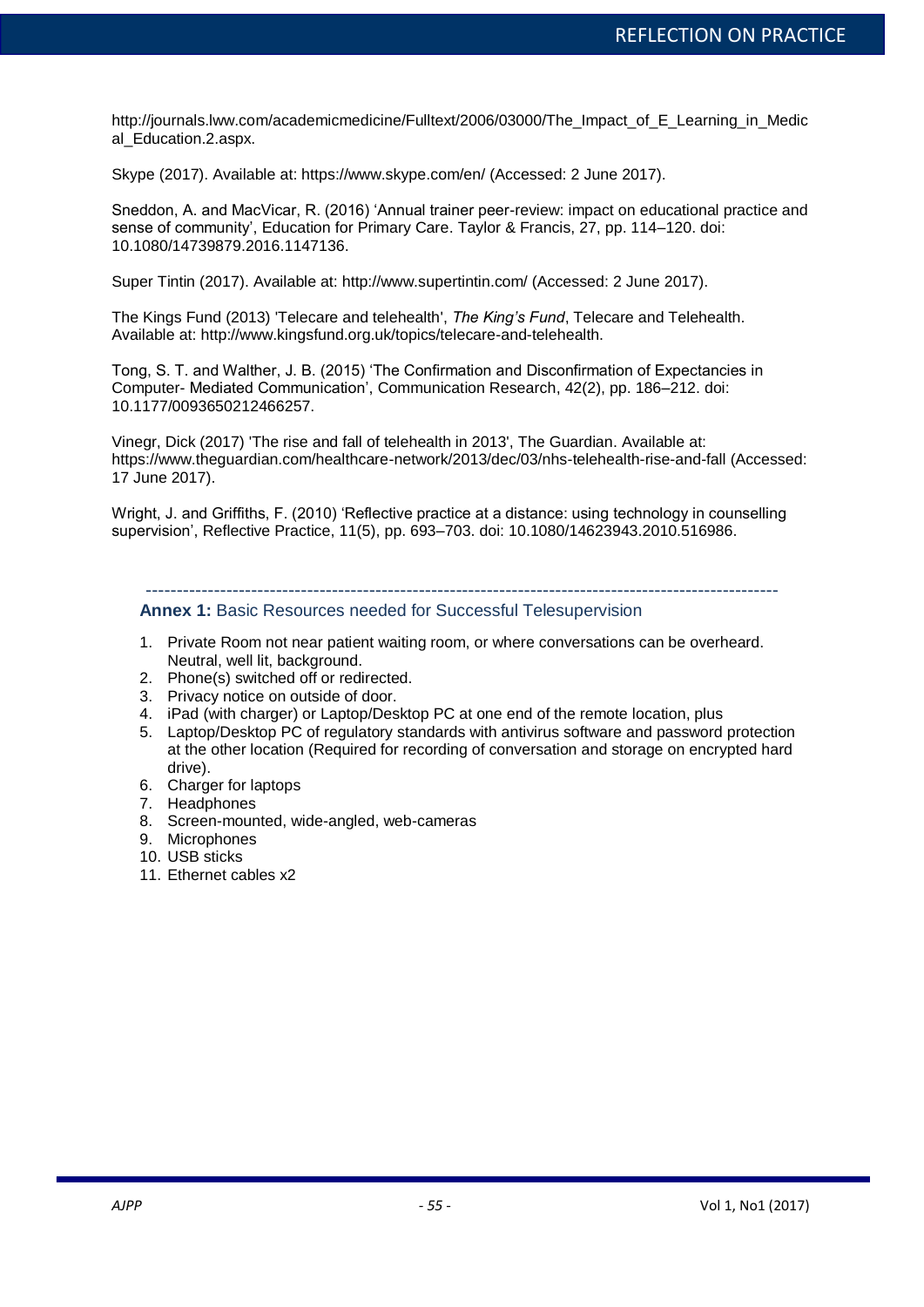http://journals.lww.com/academicmedicine/Fulltext/2006/03000/The_Impact_of_E_Learning_in_Medical_Education.2.aspx.

Skype (2017). Available at: https://www.skype.com/en/ (Accessed: 2 June 2017).

Sneddon, A. and MacVicar, R. (2016) 'Annual trainer peer-review: impact on educational practice and sense of community', Education for Primary Care. Taylor & Francis, 27, pp. 114–120. doi: 10.1080/14739879.2016.1147136.

Super Tintin (2017). Available at: http://www.supertintin.com/ (Accessed: 2 June 2017).

The Kings Fund (2013) 'Telecare and telehealth', *The King's Fund*, Telecare and Telehealth. Available at: http://www.kingsfund.org.uk/topics/telecare-and-telehealth.

Tong, S. T. and Walther, J. B. (2015) 'The Confirmation and Disconfirmation of Expectancies in Computer- Mediated Communication', Communication Research, 42(2), pp. 186–212. doi: 10.1177/0093650212466257.

Vinegr, Dick (2017) 'The rise and fall of telehealth in 2013', The Guardian. Available at: https://www.theguardian.com/healthcare-network/2013/dec/03/nhs-telehealth-rise-and-fall (Accessed: 17 June 2017).

Wright, J. and Griffiths, F. (2010) 'Reflective practice at a distance: using technology in counselling supervision', Reflective Practice, 11(5), pp. 693–703. doi: 10.1080/14623943.2010.516986.

---

**Annex 1:** Basic Resources needed for Successful Telesupervision

1. Private Room not near patient waiting room, or where conversations can be overheard. Neutral, well lit, background.
2. Phone(s) switched off or redirected.
3. Privacy notice on outside of door.
4. iPad (with charger) or Laptop/Desktop PC at one end of the remote location, plus
5. Laptop/Desktop PC of regulatory standards with antivirus software and password protection at the other location (Required for recording of conversation and storage on encrypted hard drive).
6. Charger for laptops
7. Headphones
8. Screen-mounted, wide-angled, web-cameras
9. Microphones
10. USB sticks
11. Ethernet cables x2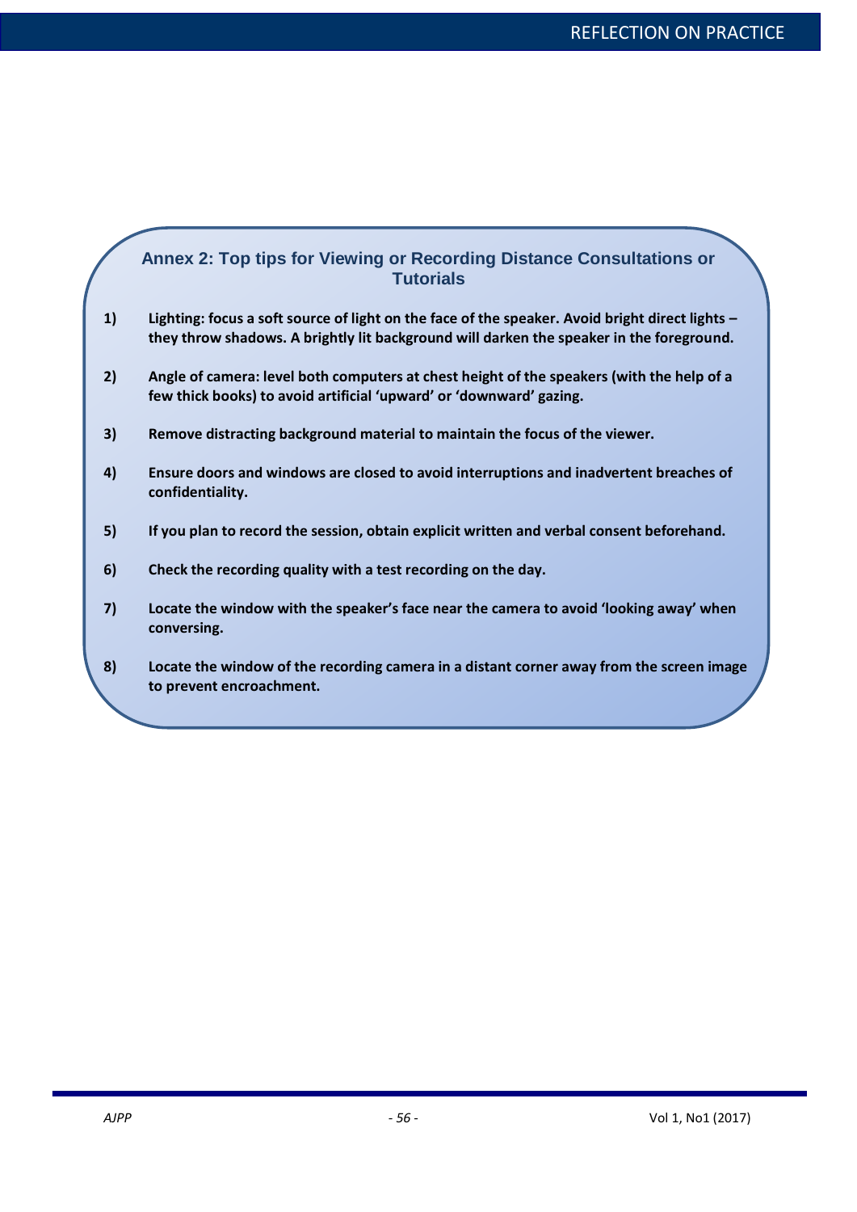## Annex 2: Top tips for Viewing or Recording Distance Consultations or Tutorials

1) **Lighting: focus a soft source of light on the face of the speaker. Avoid bright direct lights – they throw shadows. A brightly lit background will darken the speaker in the foreground.**

2) **Angle of camera: level both computers at chest height of the speakers (with the help of a few thick books) to avoid artificial 'upward' or 'downward' gazing.**

3) **Remove distracting background material to maintain the focus of the viewer.**

4) **Ensure doors and windows are closed to avoid interruptions and inadvertent breaches of confidentiality.**

5) **If you plan to record the session, obtain explicit written and verbal consent beforehand.**

6) **Check the recording quality with a test recording on the day.**

7) **Locate the window with the speaker's face near the camera to avoid 'looking away' when conversing.**

8) **Locate the window of the recording camera in a distant corner away from the screen image to prevent encroachment.**